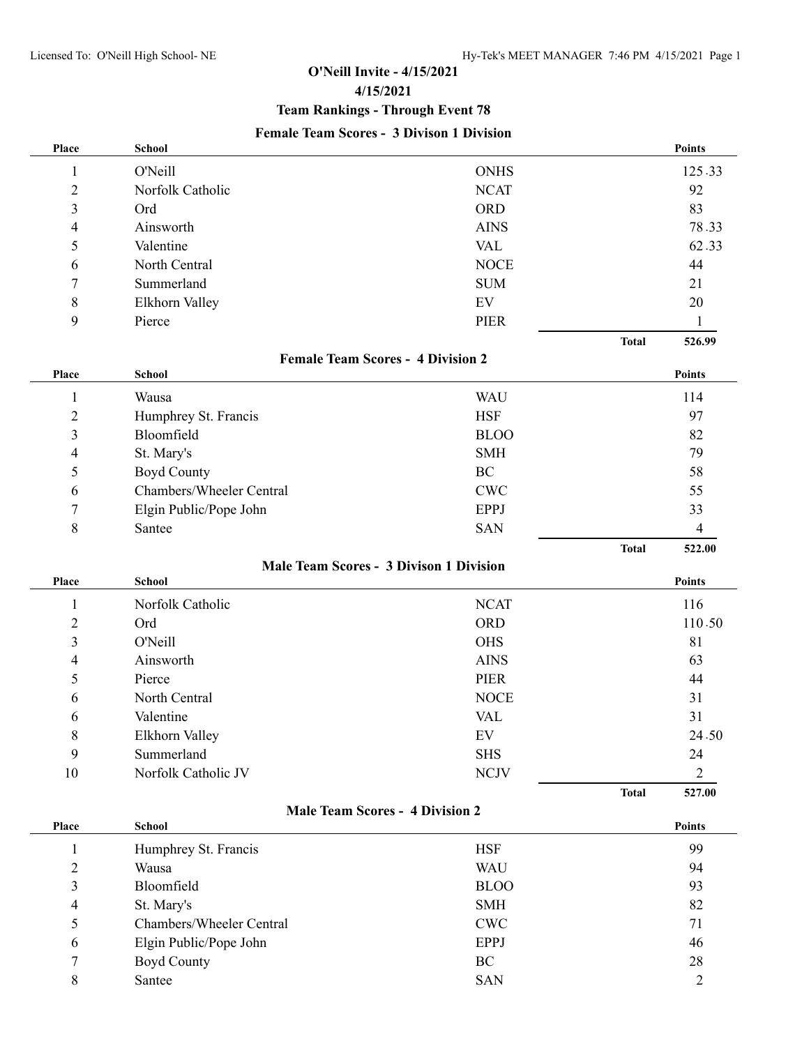# O'Neill Invite - 4/15/2021

## 4/15/2021

## Team Rankings - Through Event 78

### Female Team Scores - 3 Divison 1 Division

| Place | School | | Points |
|---|---|---|---|
| 1 | O'Neill | ONHS | 125.33 |
| 2 | Norfolk Catholic | NCAT | 92 |
| 3 | Ord | ORD | 83 |
| 4 | Ainsworth | AINS | 78.33 |
| 5 | Valentine | VAL | 62.33 |
| 6 | North Central | NOCE | 44 |
| 7 | Summerland | SUM | 21 |
| 8 | Elkhorn Valley | EV | 20 |
| 9 | Pierce | PIER | 1 |
| | | Total | 526.99 |

### Female Team Scores - 4 Division 2

| Place | School | | Points |
|---|---|---|---|
| 1 | Wausa | WAU | 114 |
| 2 | Humphrey St. Francis | HSF | 97 |
| 3 | Bloomfield | BLOO | 82 |
| 4 | St. Mary's | SMH | 79 |
| 5 | Boyd County | BC | 58 |
| 6 | Chambers/Wheeler Central | CWC | 55 |
| 7 | Elgin Public/Pope John | EPPJ | 33 |
| 8 | Santee | SAN | 4 |
| | | Total | 522.00 |

### Male Team Scores - 3 Divison 1 Division

| Place | School | | Points |
|---|---|---|---|
| 1 | Norfolk Catholic | NCAT | 116 |
| 2 | Ord | ORD | 110.50 |
| 3 | O'Neill | OHS | 81 |
| 4 | Ainsworth | AINS | 63 |
| 5 | Pierce | PIER | 44 |
| 6 | North Central | NOCE | 31 |
| 6 | Valentine | VAL | 31 |
| 8 | Elkhorn Valley | EV | 24.50 |
| 9 | Summerland | SHS | 24 |
| 10 | Norfolk Catholic JV | NCJV | 2 |
| | | Total | 527.00 |

### Male Team Scores - 4 Division 2

| Place | School | | Points |
|---|---|---|---|
| 1 | Humphrey St. Francis | HSF | 99 |
| 2 | Wausa | WAU | 94 |
| 3 | Bloomfield | BLOO | 93 |
| 4 | St. Mary's | SMH | 82 |
| 5 | Chambers/Wheeler Central | CWC | 71 |
| 6 | Elgin Public/Pope John | EPPJ | 46 |
| 7 | Boyd County | BC | 28 |
| 8 | Santee | SAN | 2 |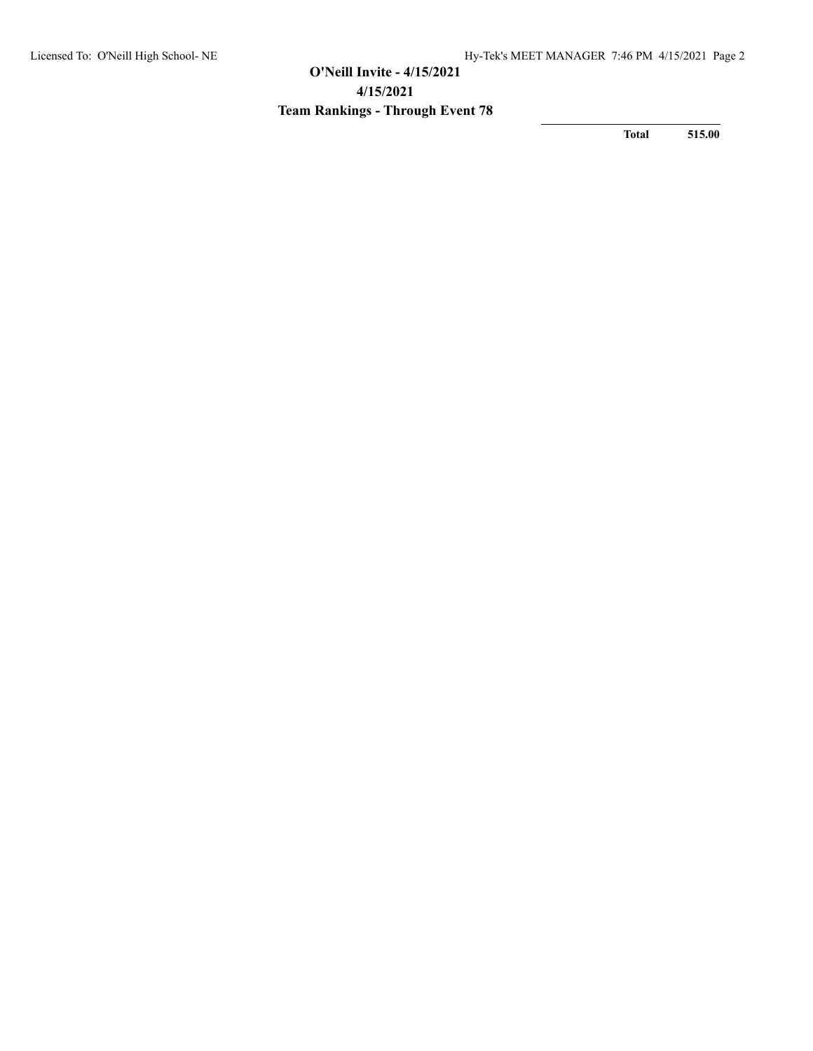**O'Neill Invite - 4/15/2021**

**4/15/2021**

**Team Rankings - Through Event 78**

| | |
|---|---|
| **Total** | **515.00** |